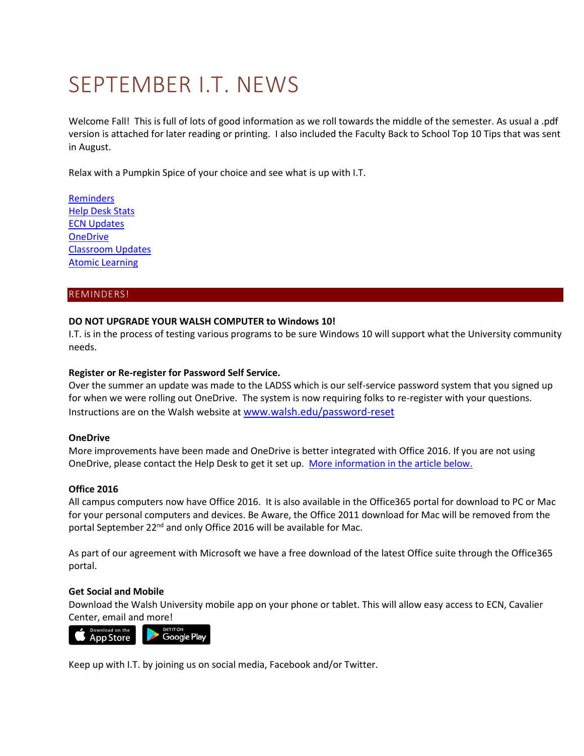# SEPTEMBER I.T. NEWS

Welcome Fall! This is full of lots of good information as we roll towards the middle of the semester. As usual a .pdf version is attached for later reading or printing. I also included the Faculty Back to School Top 10 Tips that was sent in August.

Relax with a Pumpkin Spice of your choice and see what is up with I.T.

- Reminders
- Help Desk Stats
- ECN Updates
- OneDrive
- Classroom Updates
- Atomic Learning

## REMINDERS!

**DO NOT UPGRADE YOUR WALSH COMPUTER to Windows 10!**

I.T. is in the process of testing various programs to be sure Windows 10 will support what the University community needs.

**Register or Re-register for Password Self Service.**

Over the summer an update was made to the LADSS which is our self-service password system that you signed up for when we were rolling out OneDrive. The system is now requiring folks to re-register with your questions. Instructions are on the Walsh website at www.walsh.edu/password-reset

**OneDrive**

More improvements have been made and OneDrive is better integrated with Office 2016. If you are not using OneDrive, please contact the Help Desk to get it set up. More information in the article below.

**Office 2016**

All campus computers now have Office 2016. It is also available in the Office365 portal for download to PC or Mac for your personal computers and devices. Be Aware, the Office 2011 download for Mac will be removed from the portal September 22nd and only Office 2016 will be available for Mac.

As part of our agreement with Microsoft we have a free download of the latest Office suite through the Office365 portal.

**Get Social and Mobile**

Download the Walsh University mobile app on your phone or tablet. This will allow easy access to ECN, Cavalier Center, email and more!

Download on the App Store | Get it on Google Play

Keep up with I.T. by joining us on social media, Facebook and/or Twitter.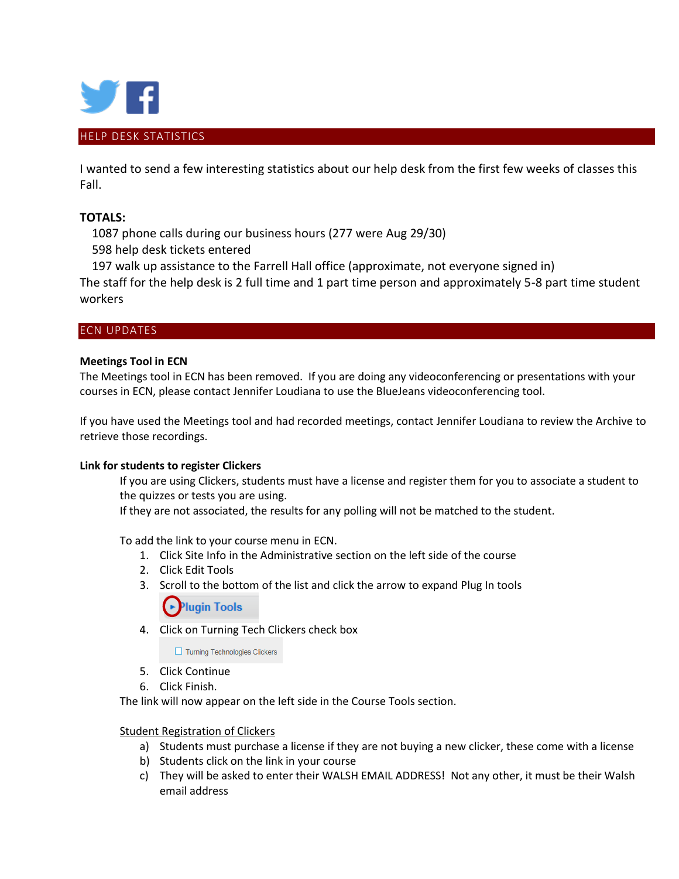## HELP DESK STATISTICS

I wanted to send a few interesting statistics about our help desk from the first few weeks of classes this Fall.

**TOTALS:**

1087 phone calls during our business hours (277 were Aug 29/30)
598 help desk tickets entered
197 walk up assistance to the Farrell Hall office (approximate, not everyone signed in)

The staff for the help desk is 2 full time and 1 part time person and approximately 5-8 part time student workers

## ECN UPDATES

**Meetings Tool in ECN**

The Meetings tool in ECN has been removed. If you are doing any videoconferencing or presentations with your courses in ECN, please contact Jennifer Loudiana to use the BlueJeans videoconferencing tool.

If you have used the Meetings tool and had recorded meetings, contact Jennifer Loudiana to review the Archive to retrieve those recordings.

**Link for students to register Clickers**

If you are using Clickers, students must have a license and register them for you to associate a student to the quizzes or tests you are using.
If they are not associated, the results for any polling will not be matched to the student.

To add the link to your course menu in ECN.

1. Click Site Info in the Administrative section on the left side of the course
2. Click Edit Tools
3. Scroll to the bottom of the list and click the arrow to expand Plug In tools
4. Click on Turning Tech Clickers check box
5. Click Continue
6. Click Finish.

The link will now appear on the left side in the Course Tools section.

Student Registration of Clickers

a) Students must purchase a license if they are not buying a new clicker, these come with a license
b) Students click on the link in your course
c) They will be asked to enter their WALSH EMAIL ADDRESS! Not any other, it must be their Walsh email address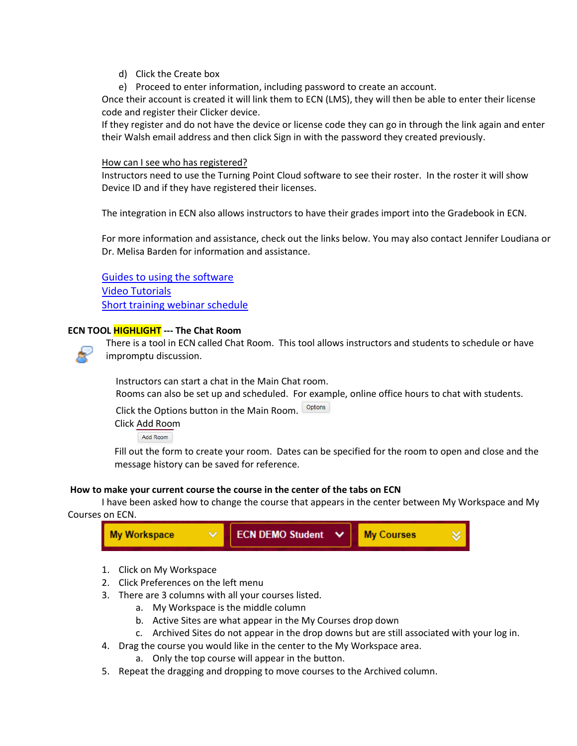d) Click the Create box
e) Proceed to enter information, including password to create an account.

Once their account is created it will link them to ECN (LMS), they will then be able to enter their license code and register their Clicker device.
If they register and do not have the device or license code they can go in through the link again and enter their Walsh email address and then click Sign in with the password they created previously.

How can I see who has registered?
Instructors need to use the Turning Point Cloud software to see their roster. In the roster it will show Device ID and if they have registered their licenses.

The integration in ECN also allows instructors to have their grades import into the Gradebook in ECN.

For more information and assistance, check out the links below. You may also contact Jennifer Loudiana or Dr. Melisa Barden for information and assistance.

[Guides to using the software]
[Video Tutorials]
[Short training webinar schedule]

**ECN TOOL HIGHLIGHT --- The Chat Room**

There is a tool in ECN called Chat Room. This tool allows instructors and students to schedule or have impromptu discussion.

Instructors can start a chat in the Main Chat room.
Rooms can also be set up and scheduled. For example, online office hours to chat with students.
Click the Options button in the Main Room. Options
Click Add Room
Add Room
Fill out the form to create your room. Dates can be specified for the room to open and close and the message history can be saved for reference.

**How to make your current course the course in the center of the tabs on ECN**

I have been asked how to change the course that appears in the center between My Workspace and My Courses on ECN.

My Workspace | ECN DEMO Student | My Courses

1. Click on My Workspace
2. Click Preferences on the left menu
3. There are 3 columns with all your courses listed.
   a. My Workspace is the middle column
   b. Active Sites are what appear in the My Courses drop down
   c. Archived Sites do not appear in the drop downs but are still associated with your log in.
4. Drag the course you would like in the center to the My Workspace area.
   a. Only the top course will appear in the button.
5. Repeat the dragging and dropping to move courses to the Archived column.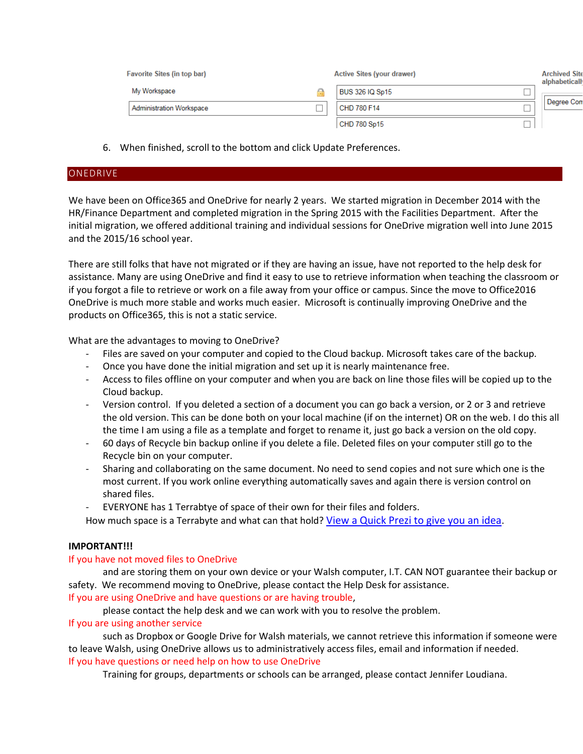| Favorite Sites (in top bar) | Active Sites (your drawer) | Archived Sites alphabetically |
|---|---|---|
| My Workspace | BUS 326 IQ Sp15 | Degree Con |
| Administration Workspace | CHD 780 F14 | |
| | CHD 780 Sp15 | |

6. When finished, scroll to the bottom and click Update Preferences.

## ONEDRIVE

We have been on Office365 and OneDrive for nearly 2 years. We started migration in December 2014 with the HR/Finance Department and completed migration in the Spring 2015 with the Facilities Department. After the initial migration, we offered additional training and individual sessions for OneDrive migration well into June 2015 and the 2015/16 school year.

There are still folks that have not migrated or if they are having an issue, have not reported to the help desk for assistance. Many are using OneDrive and find it easy to use to retrieve information when teaching the classroom or if you forgot a file to retrieve or work on a file away from your office or campus. Since the move to Office2016 OneDrive is much more stable and works much easier. Microsoft is continually improving OneDrive and the products on Office365, this is not a static service.

What are the advantages to moving to OneDrive?

- Files are saved on your computer and copied to the Cloud backup. Microsoft takes care of the backup.
- Once you have done the initial migration and set up it is nearly maintenance free.
- Access to files offline on your computer and when you are back on line those files will be copied up to the Cloud backup.
- Version control. If you deleted a section of a document you can go back a version, or 2 or 3 and retrieve the old version. This can be done both on your local machine (if on the internet) OR on the web. I do this all the time I am using a file as a template and forget to rename it, just go back a version on the old copy.
- 60 days of Recycle bin backup online if you delete a file. Deleted files on your computer still go to the Recycle bin on your computer.
- Sharing and collaborating on the same document. No need to send copies and not sure which one is the most current. If you work online everything automatically saves and again there is version control on shared files.
- EVERYONE has 1 Terrabtye of space of their own for their files and folders.

How much space is a Terrabyte and what can that hold? View a Quick Prezi to give you an idea.

**IMPORTANT!!!**

If you have not moved files to OneDrive

and are storing them on your own device or your Walsh computer, I.T. CAN NOT guarantee their backup or safety. We recommend moving to OneDrive, please contact the Help Desk for assistance.

If you are using OneDrive and have questions or are having trouble,

please contact the help desk and we can work with you to resolve the problem.

If you are using another service

such as Dropbox or Google Drive for Walsh materials, we cannot retrieve this information if someone were to leave Walsh, using OneDrive allows us to administratively access files, email and information if needed.

If you have questions or need help on how to use OneDrive

Training for groups, departments or schools can be arranged, please contact Jennifer Loudiana.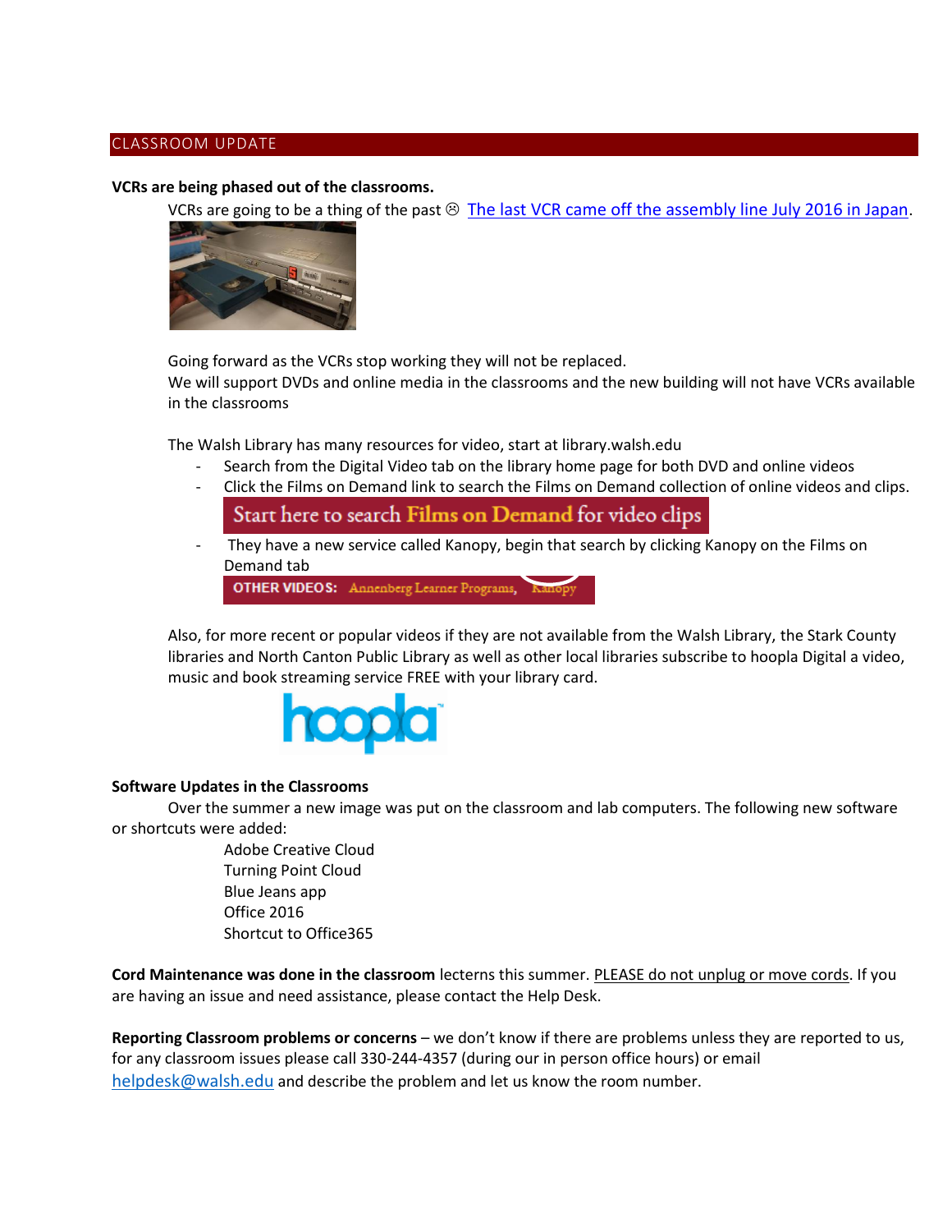## CLASSROOM UPDATE

**VCRs are being phased out of the classrooms.**

VCRs are going to be a thing of the past ☹ The last VCR came off the assembly line July 2016 in Japan.

Going forward as the VCRs stop working they will not be replaced.
We will support DVDs and online media in the classrooms and the new building will not have VCRs available in the classrooms

The Walsh Library has many resources for video, start at library.walsh.edu

- Search from the Digital Video tab on the library home page for both DVD and online videos
- Click the Films on Demand link to search the Films on Demand collection of online videos and clips.

  Start here to search **Films on Demand** for video clips

- They have a new service called Kanopy, begin that search by clicking Kanopy on the Films on Demand tab

  **OTHER VIDEOS:** Annenberg Learner Programs, Kanopy

Also, for more recent or popular videos if they are not available from the Walsh Library, the Stark County libraries and North Canton Public Library as well as other local libraries subscribe to hoopla Digital a video, music and book streaming service FREE with your library card.

hoopla

**Software Updates in the Classrooms**

Over the summer a new image was put on the classroom and lab computers. The following new software or shortcuts were added:

Adobe Creative Cloud
Turning Point Cloud
Blue Jeans app
Office 2016
Shortcut to Office365

**Cord Maintenance was done in the classroom** lecterns this summer. PLEASE do not unplug or move cords. If you are having an issue and need assistance, please contact the Help Desk.

**Reporting Classroom problems or concerns** – we don't know if there are problems unless they are reported to us, for any classroom issues please call 330-244-4357 (during our in person office hours) or email helpdesk@walsh.edu and describe the problem and let us know the room number.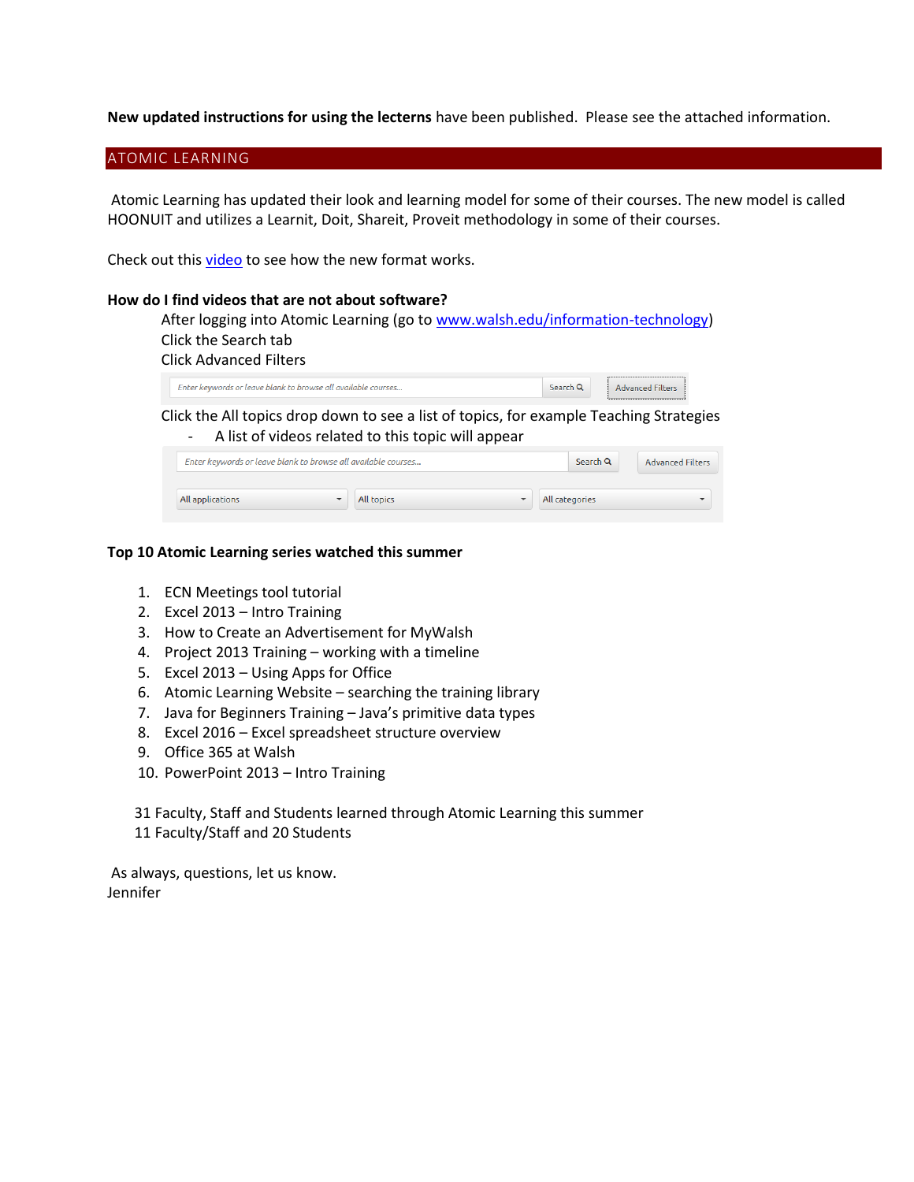**New updated instructions for using the lecterns** have been published. Please see the attached information.

## ATOMIC LEARNING

Atomic Learning has updated their look and learning model for some of their courses. The new model is called HOONUIT and utilizes a Learnit, Doit, Shareit, Proveit methodology in some of their courses.

Check out this video to see how the new format works.

**How do I find videos that are not about software?**

After logging into Atomic Learning (go to www.walsh.edu/information-technology)
Click the Search tab
Click Advanced Filters

Enter keywords or leave blank to browse all available courses... Search Advanced Filters

Click the All topics drop down to see a list of topics, for example Teaching Strategies

- A list of videos related to this topic will appear

Enter keywords or leave blank to browse all available courses... Search Advanced Filters
All applications All topics All categories

**Top 10 Atomic Learning series watched this summer**

1. ECN Meetings tool tutorial
2. Excel 2013 – Intro Training
3. How to Create an Advertisement for MyWalsh
4. Project 2013 Training – working with a timeline
5. Excel 2013 – Using Apps for Office
6. Atomic Learning Website – searching the training library
7. Java for Beginners Training – Java's primitive data types
8. Excel 2016 – Excel spreadsheet structure overview
9. Office 365 at Walsh
10. PowerPoint 2013 – Intro Training

31 Faculty, Staff and Students learned through Atomic Learning this summer
11 Faculty/Staff and 20 Students

As always, questions, let us know.
Jennifer